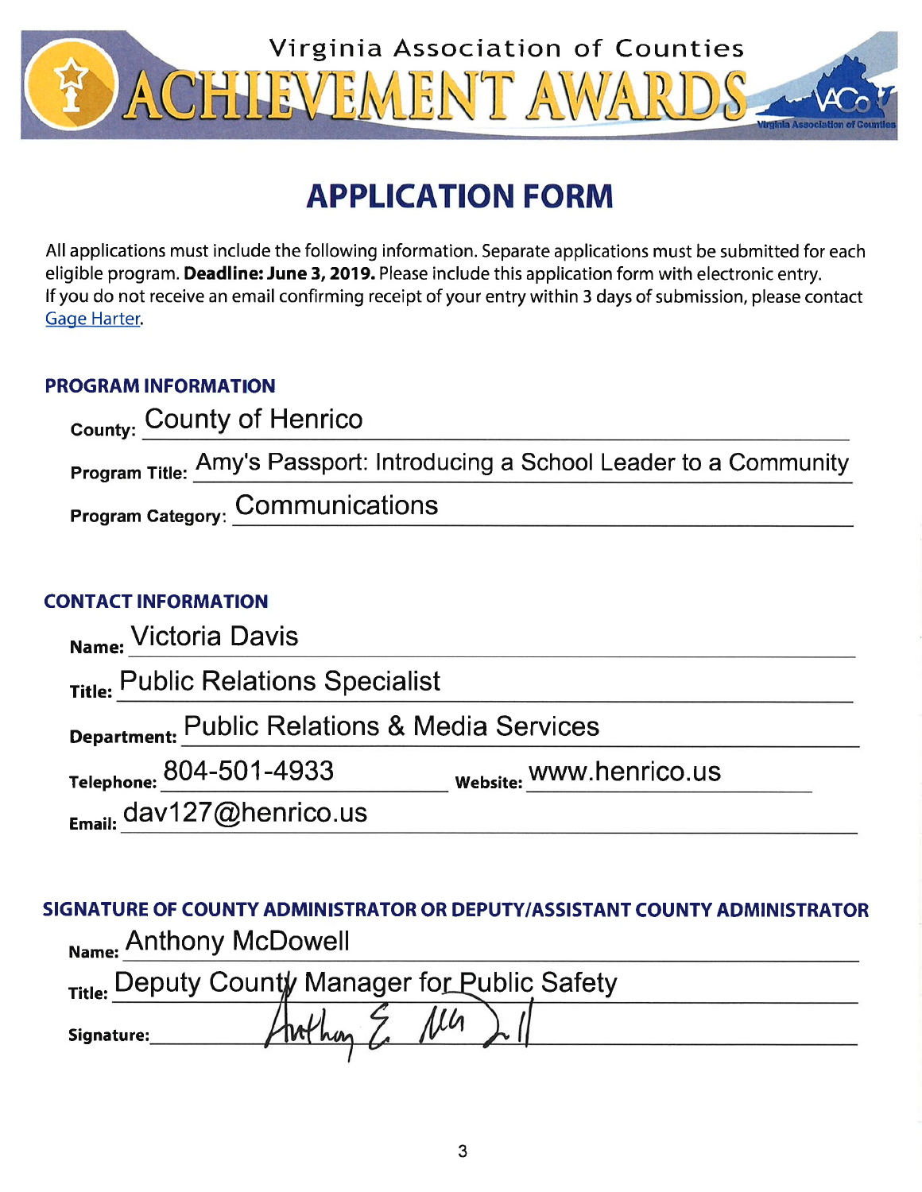# Virginia Association of Counties ACHIEVEMENT AWARDS

## APPLICATION FORM

All applications must include the following information. Separate applications must be submitted for each eligible program. **Deadline: June 3, 2019.** Please include this application form with electronic entry. If you do not receive an email confirming receipt of your entry within 3 days of submission, please contact Gage Harter.

### PROGRAM INFORMATION

**County:** County of Henrico

**Program Title:** Amy's Passport: Introducing a School Leader to a Community

**Program Category:** Communications

### CONTACT INFORMATION

**Name:** Victoria Davis

**Title:** Public Relations Specialist

**Department:** Public Relations & Media Services

**Telephone:** 804-501-4933 **Website:** www.henrico.us

**Email:** dav127@henrico.us

### SIGNATURE OF COUNTY ADMINISTRATOR OR DEPUTY/ASSISTANT COUNTY ADMINISTRATOR

**Name:** Anthony McDowell

**Title:** Deputy County Manager for Public Safety

**Signature:** Anthony E. McDowell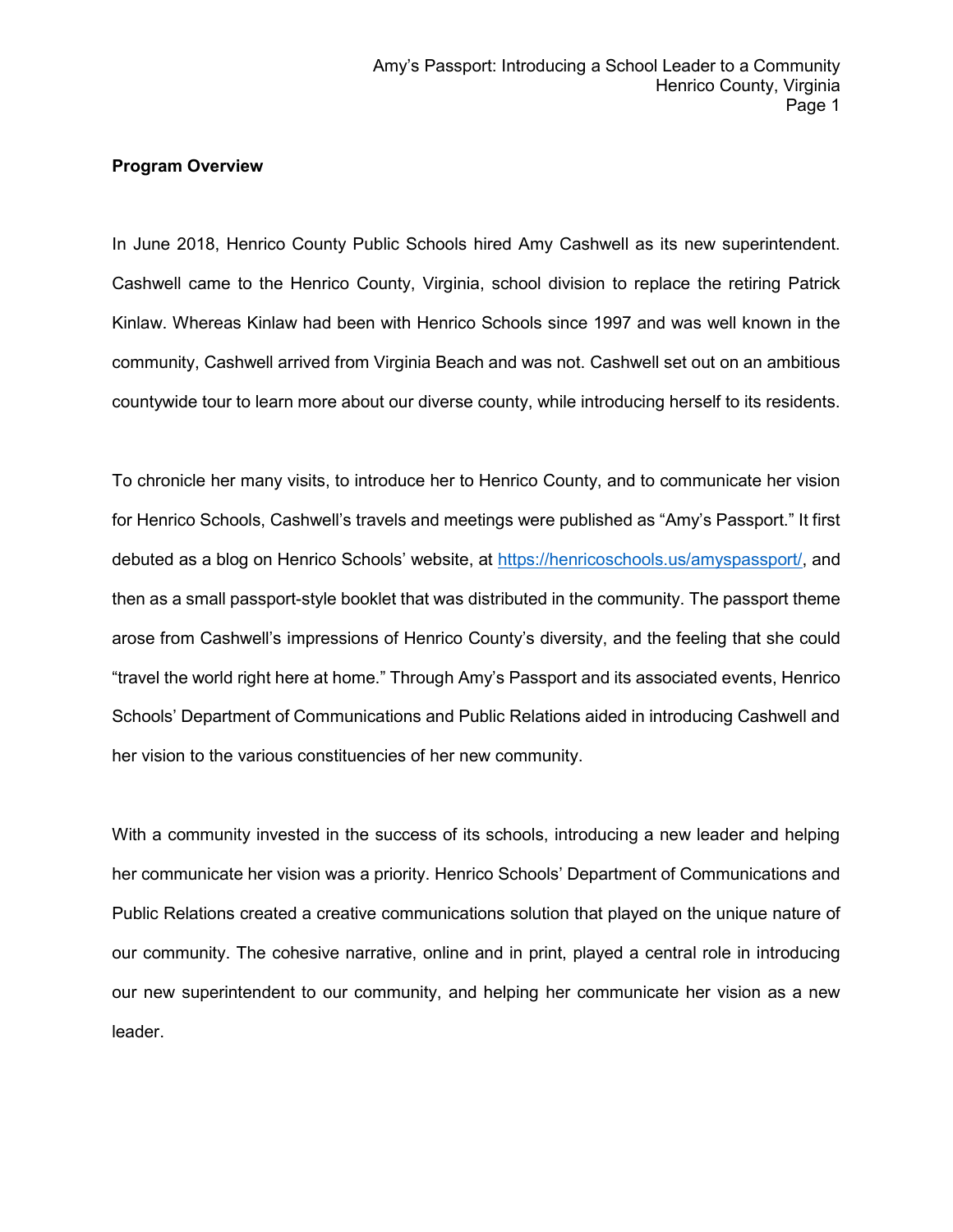**Program Overview**

In June 2018, Henrico County Public Schools hired Amy Cashwell as its new superintendent. Cashwell came to the Henrico County, Virginia, school division to replace the retiring Patrick Kinlaw. Whereas Kinlaw had been with Henrico Schools since 1997 and was well known in the community, Cashwell arrived from Virginia Beach and was not. Cashwell set out on an ambitious countywide tour to learn more about our diverse county, while introducing herself to its residents.

To chronicle her many visits, to introduce her to Henrico County, and to communicate her vision for Henrico Schools, Cashwell's travels and meetings were published as "Amy's Passport." It first debuted as a blog on Henrico Schools' website, at [https://henricoschools.us/amyspassport/](https://henricoschools.us/amyspassport/), and then as a small passport-style booklet that was distributed in the community. The passport theme arose from Cashwell's impressions of Henrico County's diversity, and the feeling that she could "travel the world right here at home." Through Amy's Passport and its associated events, Henrico Schools' Department of Communications and Public Relations aided in introducing Cashwell and her vision to the various constituencies of her new community.

With a community invested in the success of its schools, introducing a new leader and helping her communicate her vision was a priority. Henrico Schools' Department of Communications and Public Relations created a creative communications solution that played on the unique nature of our community. The cohesive narrative, online and in print, played a central role in introducing our new superintendent to our community, and helping her communicate her vision as a new leader.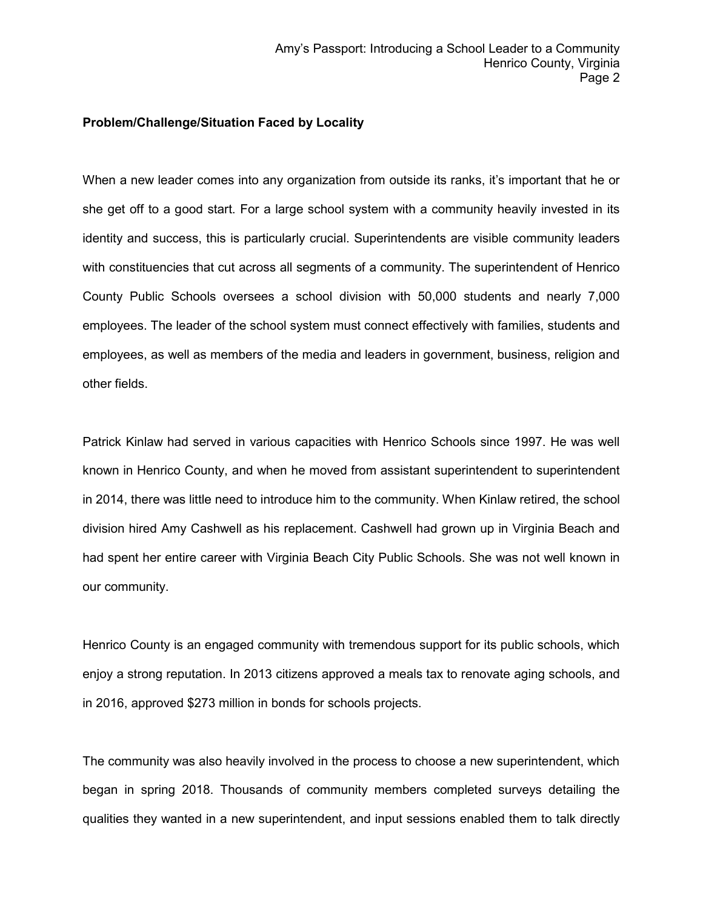**Problem/Challenge/Situation Faced by Locality**

When a new leader comes into any organization from outside its ranks, it's important that he or she get off to a good start. For a large school system with a community heavily invested in its identity and success, this is particularly crucial. Superintendents are visible community leaders with constituencies that cut across all segments of a community. The superintendent of Henrico County Public Schools oversees a school division with 50,000 students and nearly 7,000 employees. The leader of the school system must connect effectively with families, students and employees, as well as members of the media and leaders in government, business, religion and other fields.

Patrick Kinlaw had served in various capacities with Henrico Schools since 1997. He was well known in Henrico County, and when he moved from assistant superintendent to superintendent in 2014, there was little need to introduce him to the community. When Kinlaw retired, the school division hired Amy Cashwell as his replacement. Cashwell had grown up in Virginia Beach and had spent her entire career with Virginia Beach City Public Schools. She was not well known in our community.

Henrico County is an engaged community with tremendous support for its public schools, which enjoy a strong reputation. In 2013 citizens approved a meals tax to renovate aging schools, and in 2016, approved $273 million in bonds for schools projects.

The community was also heavily involved in the process to choose a new superintendent, which began in spring 2018. Thousands of community members completed surveys detailing the qualities they wanted in a new superintendent, and input sessions enabled them to talk directly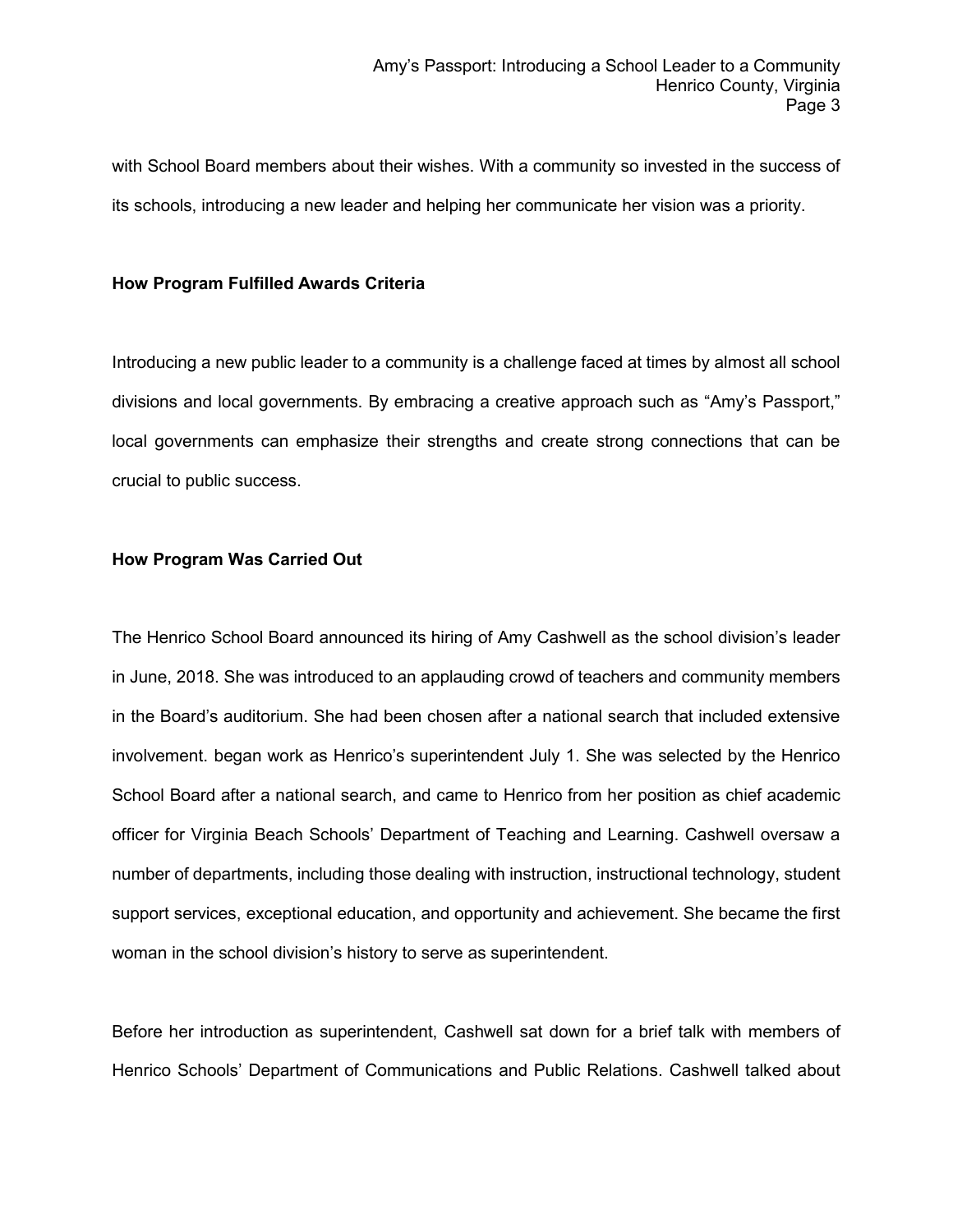with School Board members about their wishes. With a community so invested in the success of its schools, introducing a new leader and helping her communicate her vision was a priority.

**How Program Fulfilled Awards Criteria**

Introducing a new public leader to a community is a challenge faced at times by almost all school divisions and local governments. By embracing a creative approach such as "Amy's Passport," local governments can emphasize their strengths and create strong connections that can be crucial to public success.

**How Program Was Carried Out**

The Henrico School Board announced its hiring of Amy Cashwell as the school division's leader in June, 2018. She was introduced to an applauding crowd of teachers and community members in the Board's auditorium. She had been chosen after a national search that included extensive involvement. began work as Henrico's superintendent July 1. She was selected by the Henrico School Board after a national search, and came to Henrico from her position as chief academic officer for Virginia Beach Schools' Department of Teaching and Learning. Cashwell oversaw a number of departments, including those dealing with instruction, instructional technology, student support services, exceptional education, and opportunity and achievement. She became the first woman in the school division's history to serve as superintendent.

Before her introduction as superintendent, Cashwell sat down for a brief talk with members of Henrico Schools' Department of Communications and Public Relations. Cashwell talked about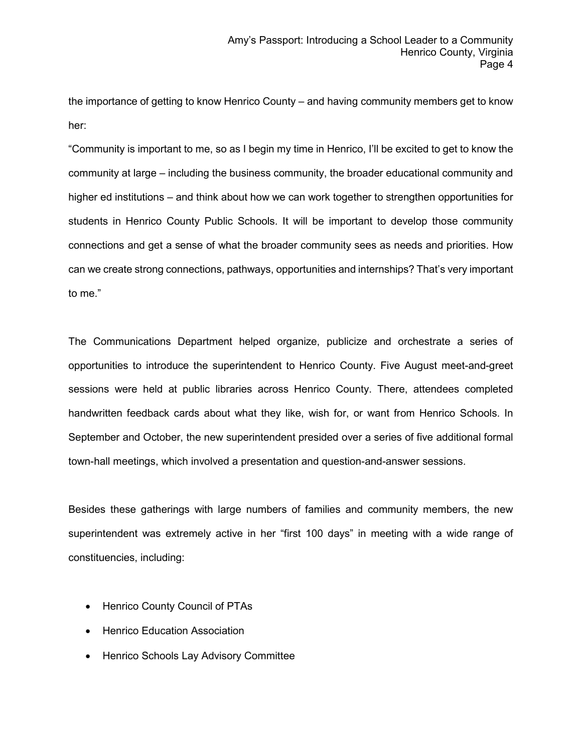the importance of getting to know Henrico County – and having community members get to know her:

“Community is important to me, so as I begin my time in Henrico, I’ll be excited to get to know the community at large – including the business community, the broader educational community and higher ed institutions – and think about how we can work together to strengthen opportunities for students in Henrico County Public Schools. It will be important to develop those community connections and get a sense of what the broader community sees as needs and priorities. How can we create strong connections, pathways, opportunities and internships? That’s very important to me.”

The Communications Department helped organize, publicize and orchestrate a series of opportunities to introduce the superintendent to Henrico County. Five August meet-and-greet sessions were held at public libraries across Henrico County. There, attendees completed handwritten feedback cards about what they like, wish for, or want from Henrico Schools. In September and October, the new superintendent presided over a series of five additional formal town-hall meetings, which involved a presentation and question-and-answer sessions.

Besides these gatherings with large numbers of families and community members, the new superintendent was extremely active in her “first 100 days” in meeting with a wide range of constituencies, including:

- Henrico County Council of PTAs
- Henrico Education Association
- Henrico Schools Lay Advisory Committee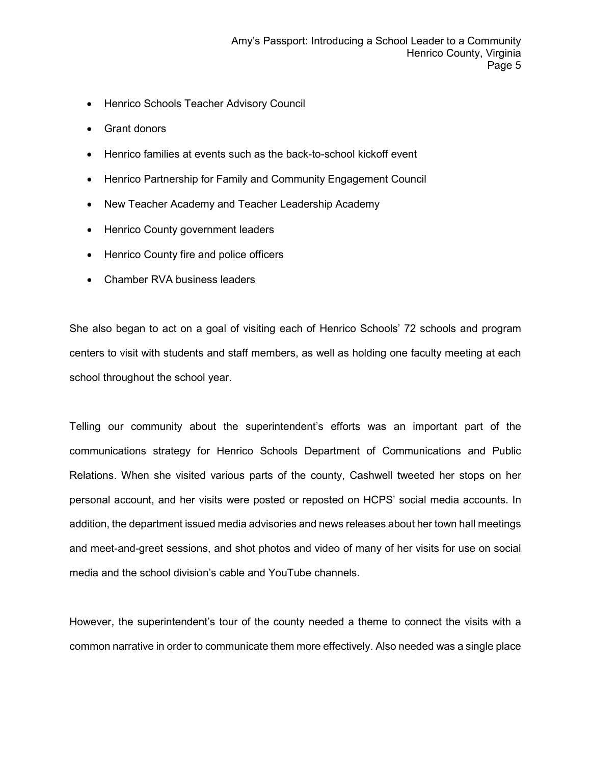- Henrico Schools Teacher Advisory Council
- Grant donors
- Henrico families at events such as the back-to-school kickoff event
- Henrico Partnership for Family and Community Engagement Council
- New Teacher Academy and Teacher Leadership Academy
- Henrico County government leaders
- Henrico County fire and police officers
- Chamber RVA business leaders

She also began to act on a goal of visiting each of Henrico Schools' 72 schools and program centers to visit with students and staff members, as well as holding one faculty meeting at each school throughout the school year.

Telling our community about the superintendent's efforts was an important part of the communications strategy for Henrico Schools Department of Communications and Public Relations. When she visited various parts of the county, Cashwell tweeted her stops on her personal account, and her visits were posted or reposted on HCPS' social media accounts. In addition, the department issued media advisories and news releases about her town hall meetings and meet-and-greet sessions, and shot photos and video of many of her visits for use on social media and the school division's cable and YouTube channels.

However, the superintendent's tour of the county needed a theme to connect the visits with a common narrative in order to communicate them more effectively. Also needed was a single place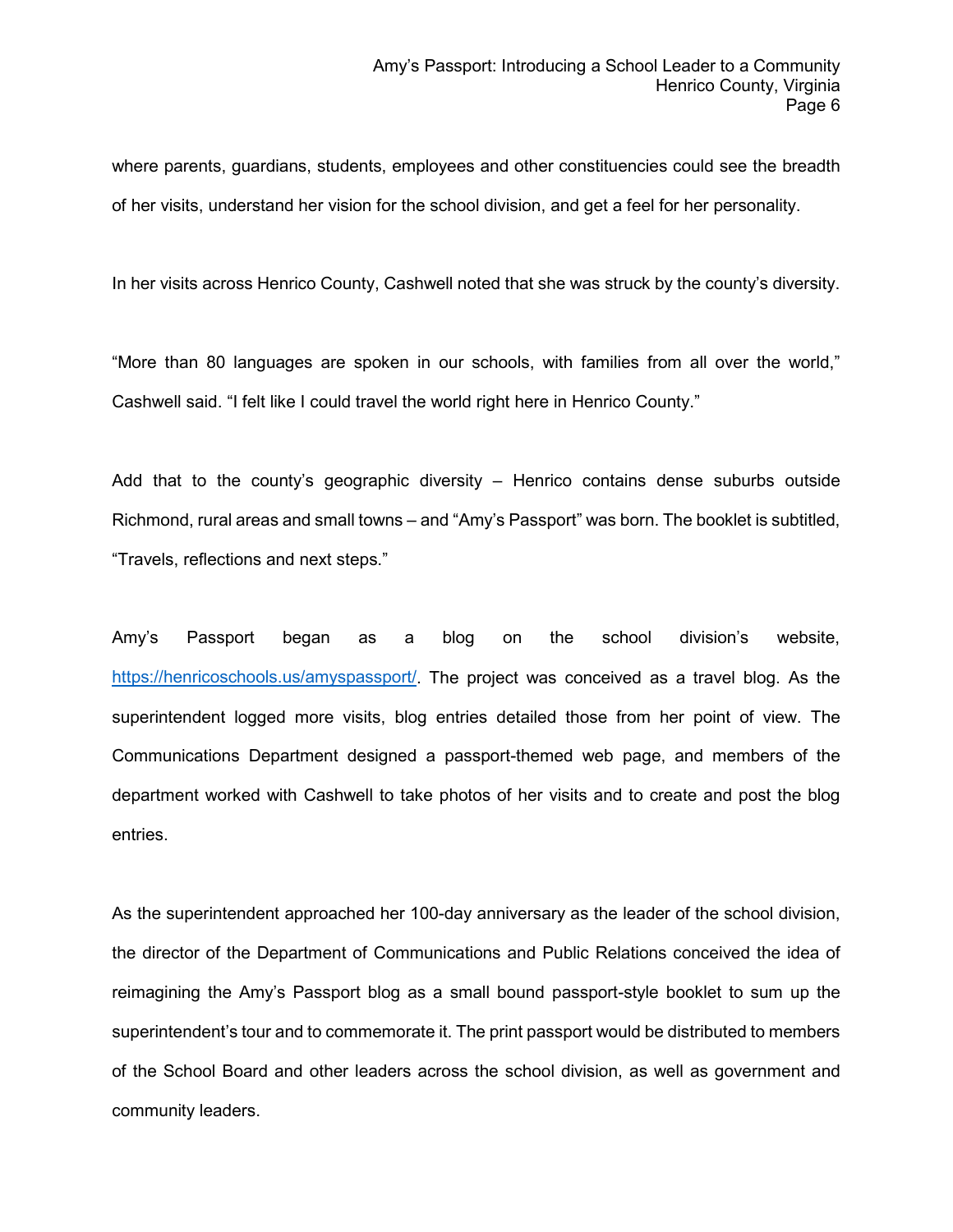where parents, guardians, students, employees and other constituencies could see the breadth of her visits, understand her vision for the school division, and get a feel for her personality.

In her visits across Henrico County, Cashwell noted that she was struck by the county's diversity.

"More than 80 languages are spoken in our schools, with families from all over the world," Cashwell said. "I felt like I could travel the world right here in Henrico County."

Add that to the county's geographic diversity – Henrico contains dense suburbs outside Richmond, rural areas and small towns – and "Amy's Passport" was born. The booklet is subtitled, "Travels, reflections and next steps."

Amy's Passport began as a blog on the school division's website, [https://henricoschools.us/amyspassport/](https://henricoschools.us/amyspassport/). The project was conceived as a travel blog. As the superintendent logged more visits, blog entries detailed those from her point of view. The Communications Department designed a passport-themed web page, and members of the department worked with Cashwell to take photos of her visits and to create and post the blog entries.

As the superintendent approached her 100-day anniversary as the leader of the school division, the director of the Department of Communications and Public Relations conceived the idea of reimagining the Amy's Passport blog as a small bound passport-style booklet to sum up the superintendent's tour and to commemorate it. The print passport would be distributed to members of the School Board and other leaders across the school division, as well as government and community leaders.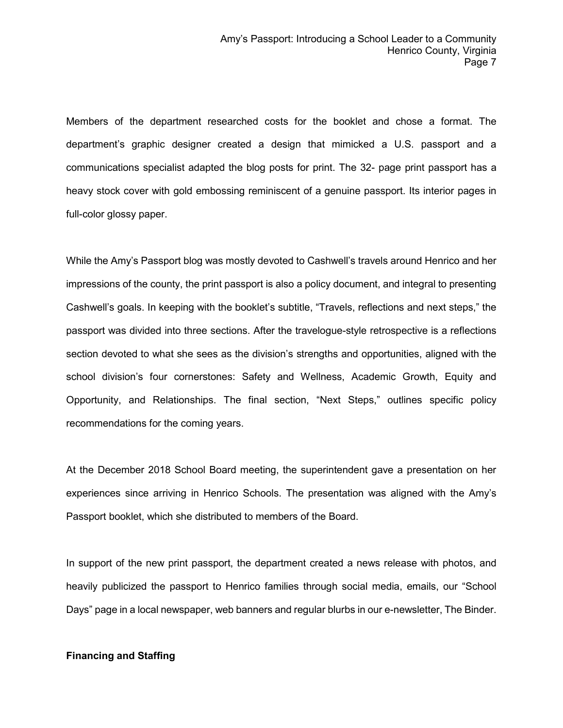Members of the department researched costs for the booklet and chose a format. The department's graphic designer created a design that mimicked a U.S. passport and a communications specialist adapted the blog posts for print. The 32- page print passport has a heavy stock cover with gold embossing reminiscent of a genuine passport. Its interior pages in full-color glossy paper.

While the Amy's Passport blog was mostly devoted to Cashwell's travels around Henrico and her impressions of the county, the print passport is also a policy document, and integral to presenting Cashwell's goals. In keeping with the booklet's subtitle, "Travels, reflections and next steps," the passport was divided into three sections. After the travelogue-style retrospective is a reflections section devoted to what she sees as the division's strengths and opportunities, aligned with the school division's four cornerstones: Safety and Wellness, Academic Growth, Equity and Opportunity, and Relationships. The final section, "Next Steps," outlines specific policy recommendations for the coming years.

At the December 2018 School Board meeting, the superintendent gave a presentation on her experiences since arriving in Henrico Schools. The presentation was aligned with the Amy's Passport booklet, which she distributed to members of the Board.

In support of the new print passport, the department created a news release with photos, and heavily publicized the passport to Henrico families through social media, emails, our "School Days" page in a local newspaper, web banners and regular blurbs in our e-newsletter, The Binder.

**Financing and Staffing**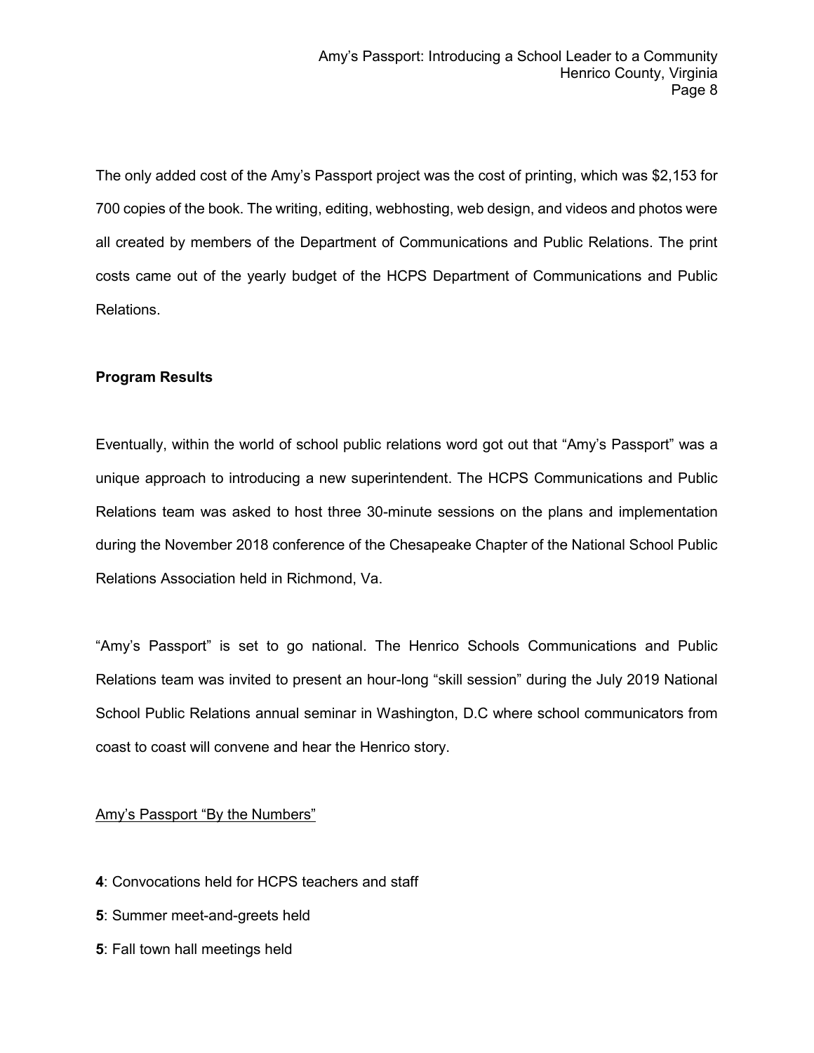The only added cost of the Amy's Passport project was the cost of printing, which was $2,153 for 700 copies of the book. The writing, editing, webhosting, web design, and videos and photos were all created by members of the Department of Communications and Public Relations. The print costs came out of the yearly budget of the HCPS Department of Communications and Public Relations.

**Program Results**

Eventually, within the world of school public relations word got out that "Amy's Passport" was a unique approach to introducing a new superintendent. The HCPS Communications and Public Relations team was asked to host three 30-minute sessions on the plans and implementation during the November 2018 conference of the Chesapeake Chapter of the National School Public Relations Association held in Richmond, Va.

"Amy's Passport" is set to go national. The Henrico Schools Communications and Public Relations team was invited to present an hour-long "skill session" during the July 2019 National School Public Relations annual seminar in Washington, D.C where school communicators from coast to coast will convene and hear the Henrico story.

<u>Amy's Passport "By the Numbers"</u>

**4**: Convocations held for HCPS teachers and staff

**5**: Summer meet-and-greets held

**5**: Fall town hall meetings held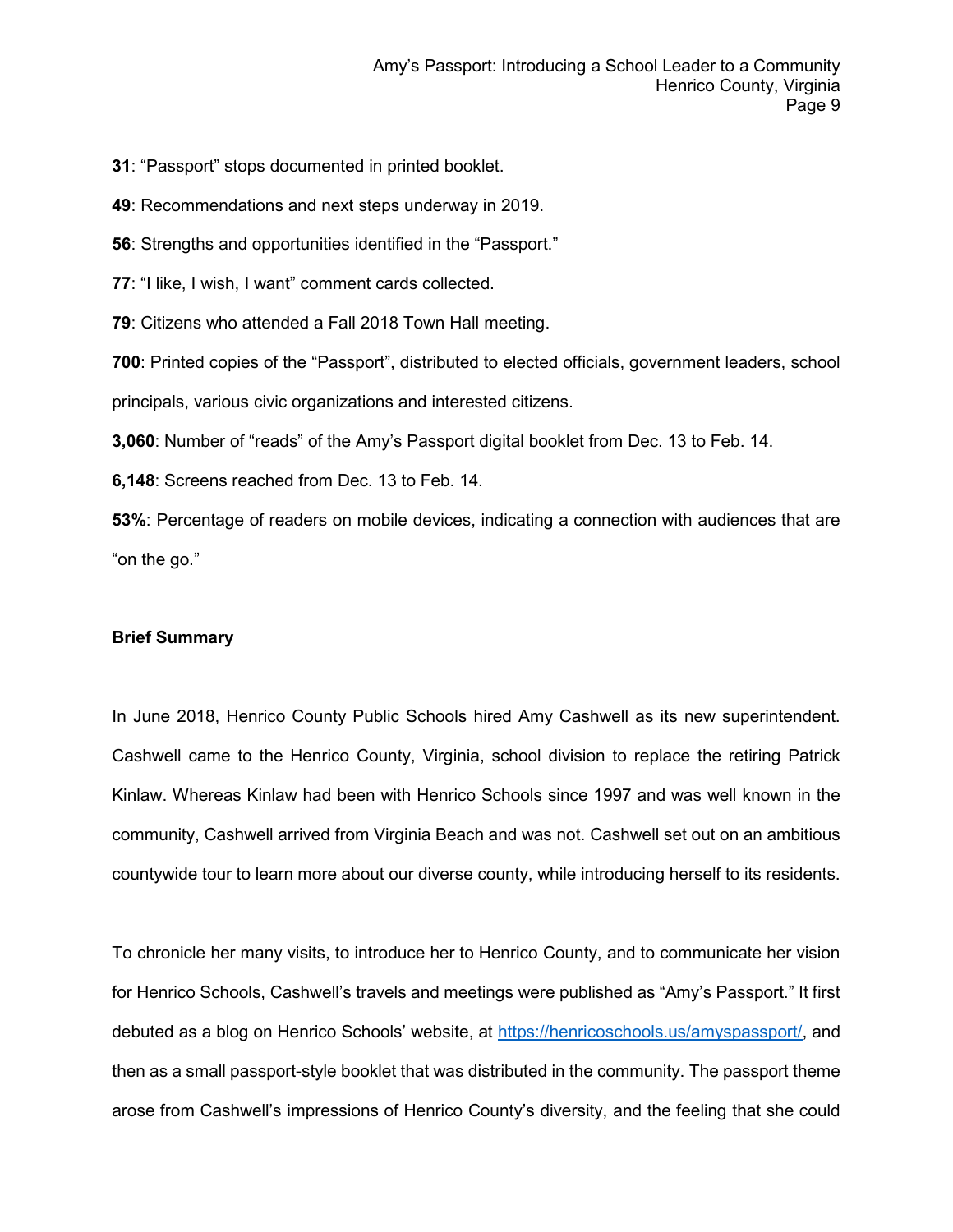**31**: "Passport" stops documented in printed booklet.

**49**: Recommendations and next steps underway in 2019.

**56**: Strengths and opportunities identified in the "Passport."

**77**: "I like, I wish, I want" comment cards collected.

**79**: Citizens who attended a Fall 2018 Town Hall meeting.

**700**: Printed copies of the "Passport", distributed to elected officials, government leaders, school principals, various civic organizations and interested citizens.

**3,060**: Number of "reads" of the Amy's Passport digital booklet from Dec. 13 to Feb. 14.

**6,148**: Screens reached from Dec. 13 to Feb. 14.

**53%**: Percentage of readers on mobile devices, indicating a connection with audiences that are "on the go."

**Brief Summary**

In June 2018, Henrico County Public Schools hired Amy Cashwell as its new superintendent. Cashwell came to the Henrico County, Virginia, school division to replace the retiring Patrick Kinlaw. Whereas Kinlaw had been with Henrico Schools since 1997 and was well known in the community, Cashwell arrived from Virginia Beach and was not. Cashwell set out on an ambitious countywide tour to learn more about our diverse county, while introducing herself to its residents.

To chronicle her many visits, to introduce her to Henrico County, and to communicate her vision for Henrico Schools, Cashwell's travels and meetings were published as "Amy's Passport." It first debuted as a blog on Henrico Schools' website, at https://henricoschools.us/amyspassport/, and then as a small passport-style booklet that was distributed in the community. The passport theme arose from Cashwell's impressions of Henrico County's diversity, and the feeling that she could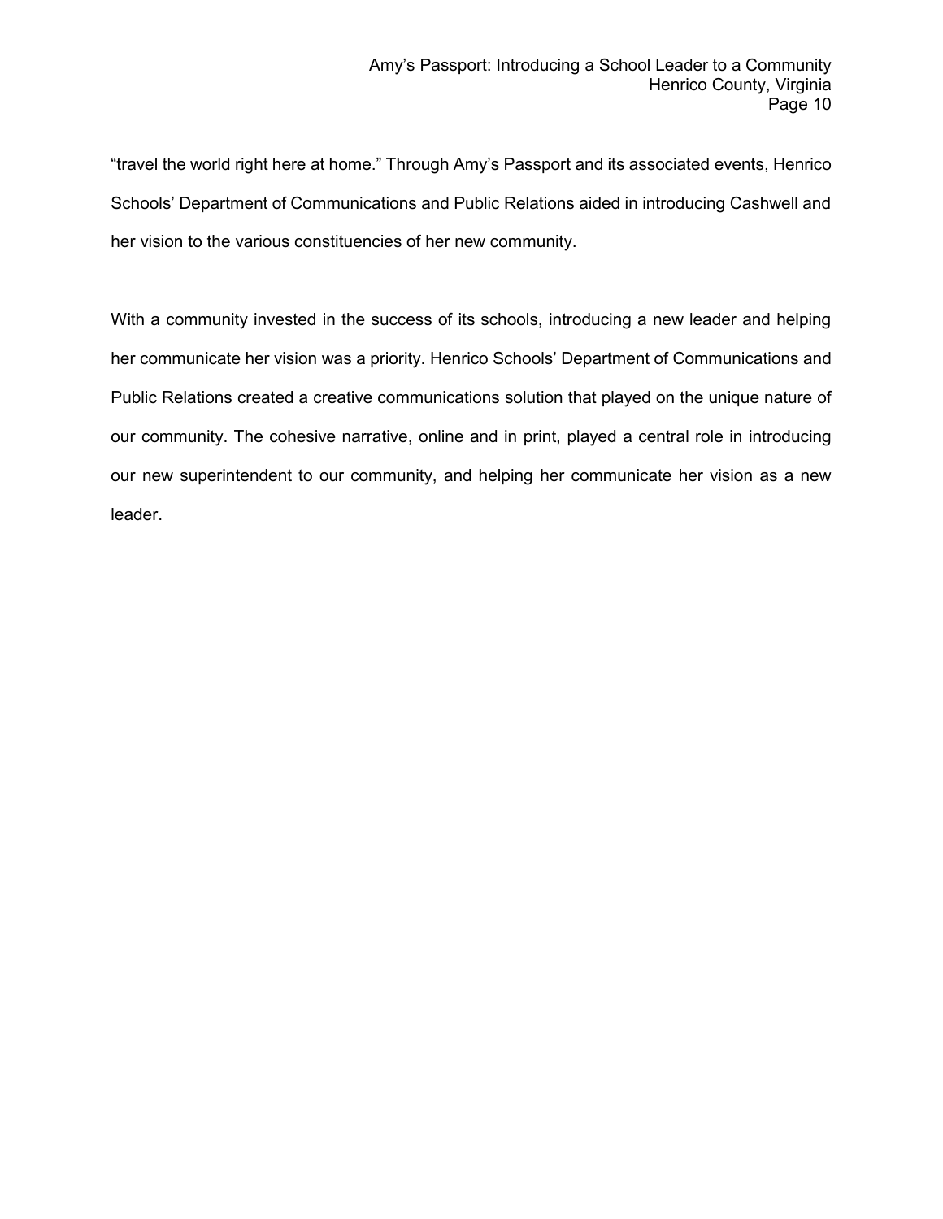"travel the world right here at home." Through Amy's Passport and its associated events, Henrico Schools' Department of Communications and Public Relations aided in introducing Cashwell and her vision to the various constituencies of her new community.

With a community invested in the success of its schools, introducing a new leader and helping her communicate her vision was a priority. Henrico Schools' Department of Communications and Public Relations created a creative communications solution that played on the unique nature of our community. The cohesive narrative, online and in print, played a central role in introducing our new superintendent to our community, and helping her communicate her vision as a new leader.